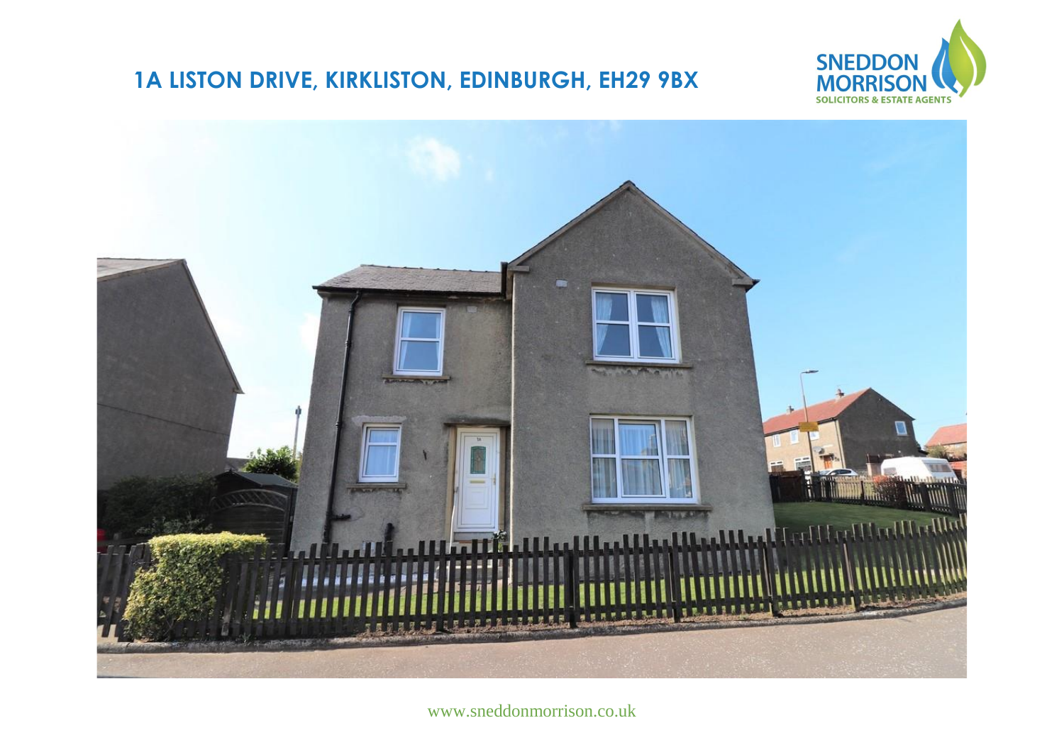# 1A LISTON DRIVE, KIRKLISTON, EDINBURGH, EH29 9BX

SNEDDON MORRISON
SOLICITORS & ESTATE AGENTS

www.sneddonmorrison.co.uk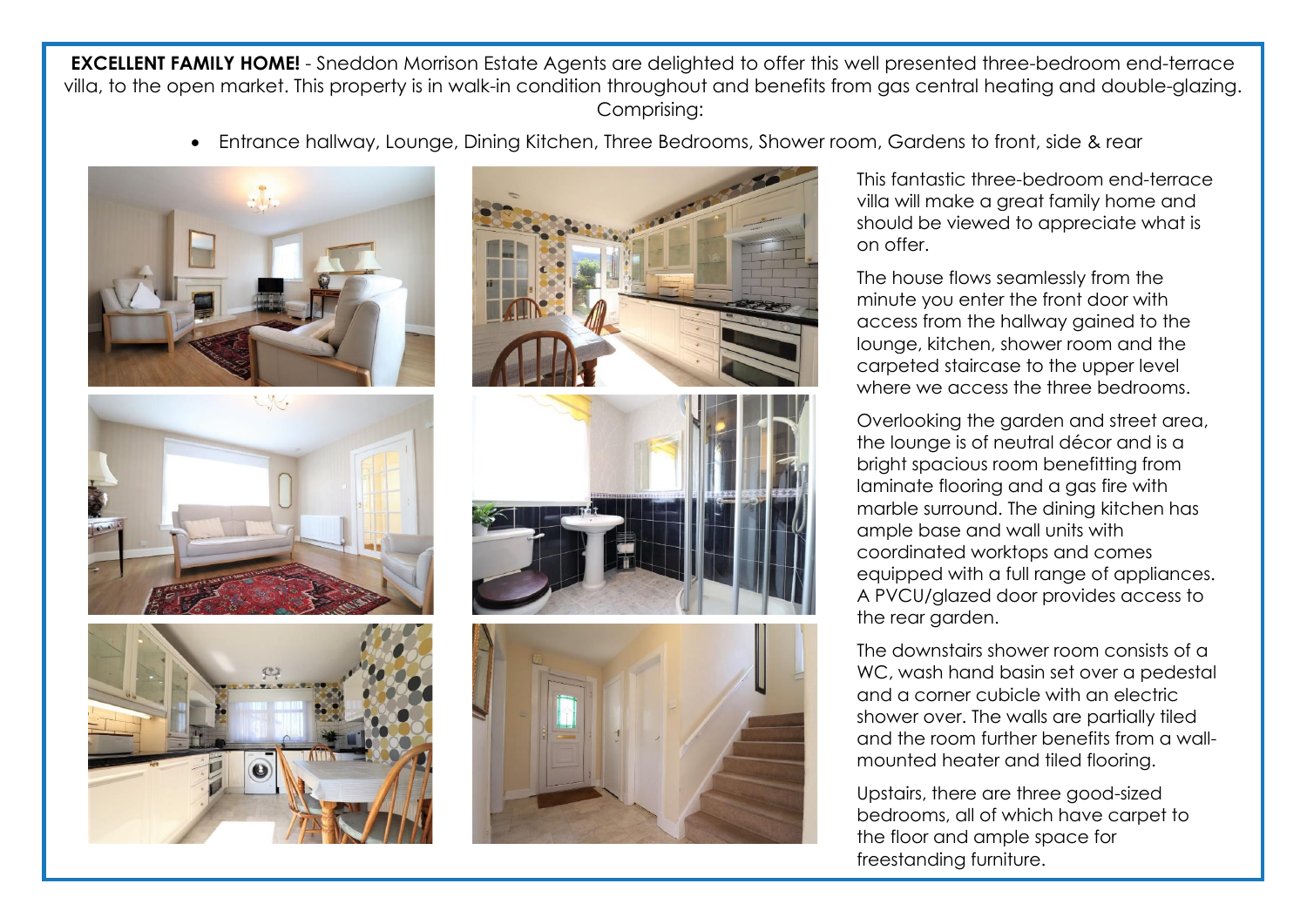**EXCELLENT FAMILY HOME!** - Sneddon Morrison Estate Agents are delighted to offer this well presented three-bedroom end-terrace villa, to the open market. This property is in walk-in condition throughout and benefits from gas central heating and double-glazing. Comprising:

- Entrance hallway, Lounge, Dining Kitchen, Three Bedrooms, Shower room, Gardens to front, side & rear

This fantastic three-bedroom end-terrace villa will make a great family home and should be viewed to appreciate what is on offer.

The house flows seamlessly from the minute you enter the front door with access from the hallway gained to the lounge, kitchen, shower room and the carpeted staircase to the upper level where we access the three bedrooms.

Overlooking the garden and street area, the lounge is of neutral décor and is a bright spacious room benefitting from laminate flooring and a gas fire with marble surround. The dining kitchen has ample base and wall units with coordinated worktops and comes equipped with a full range of appliances. A PVCU/glazed door provides access to the rear garden.

The downstairs shower room consists of a WC, wash hand basin set over a pedestal and a corner cubicle with an electric shower over. The walls are partially tiled and the room further benefits from a wall-mounted heater and tiled flooring.

Upstairs, there are three good-sized bedrooms, all of which have carpet to the floor and ample space for freestanding furniture.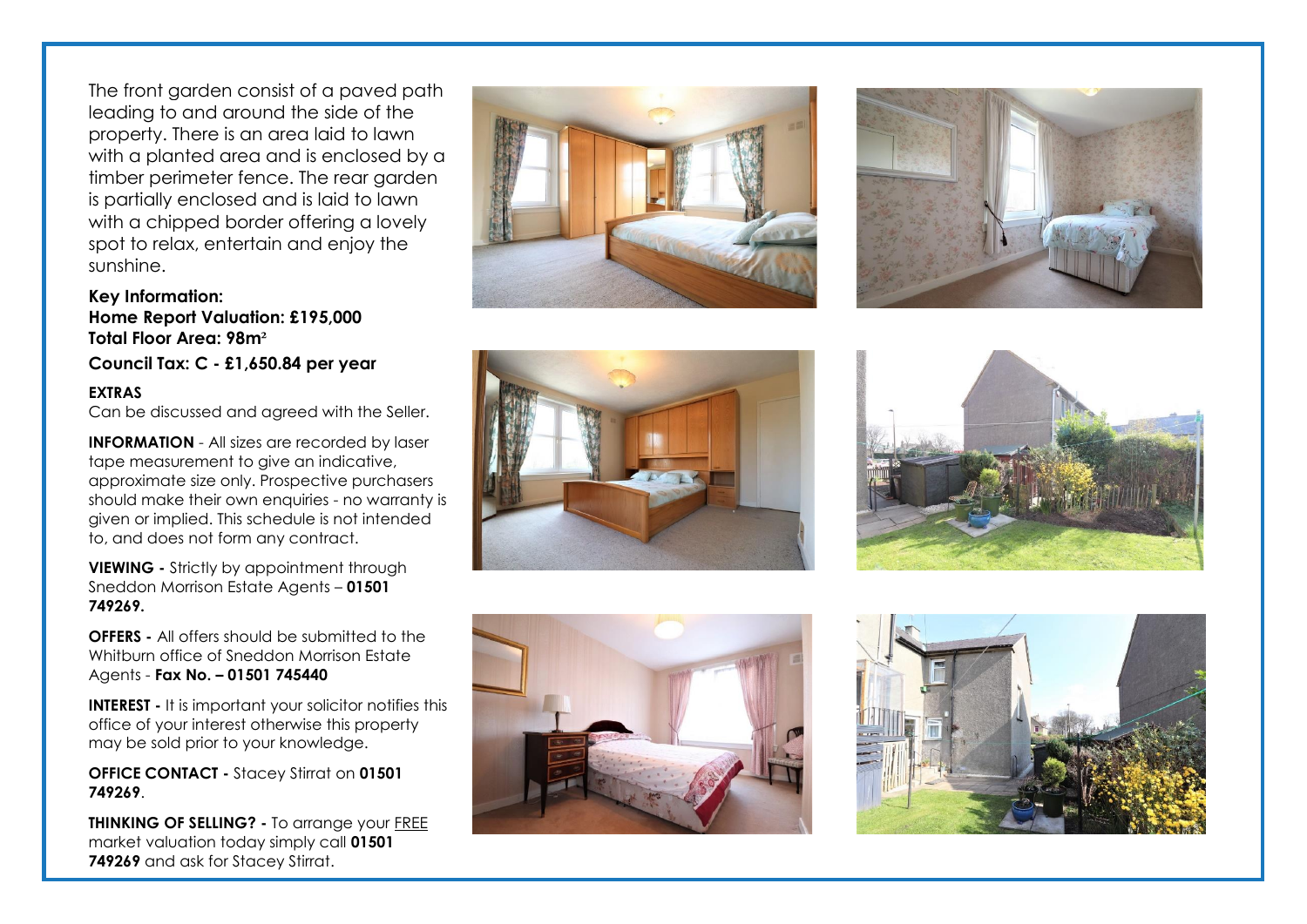The front garden consist of a paved path leading to and around the side of the property. There is an area laid to lawn with a planted area and is enclosed by a timber perimeter fence. The rear garden is partially enclosed and is laid to lawn with a chipped border offering a lovely spot to relax, entertain and enjoy the sunshine.

**Key Information:**
**Home Report Valuation: £195,000**
**Total Floor Area: 98m²**

**Council Tax: C - £1,650.84 per year**

**EXTRAS**
Can be discussed and agreed with the Seller.

**INFORMATION** - All sizes are recorded by laser tape measurement to give an indicative, approximate size only. Prospective purchasers should make their own enquiries - no warranty is given or implied. This schedule is not intended to, and does not form any contract.

**VIEWING -** Strictly by appointment through Sneddon Morrison Estate Agents – **01501 749269.**

**OFFERS -** All offers should be submitted to the Whitburn office of Sneddon Morrison Estate Agents - **Fax No. – 01501 745440**

**INTEREST -** It is important your solicitor notifies this office of your interest otherwise this property may be sold prior to your knowledge.

**OFFICE CONTACT -** Stacey Stirrat on **01501 749269**.

**THINKING OF SELLING? -** To arrange your FREE market valuation today simply call **01501 749269** and ask for Stacey Stirrat.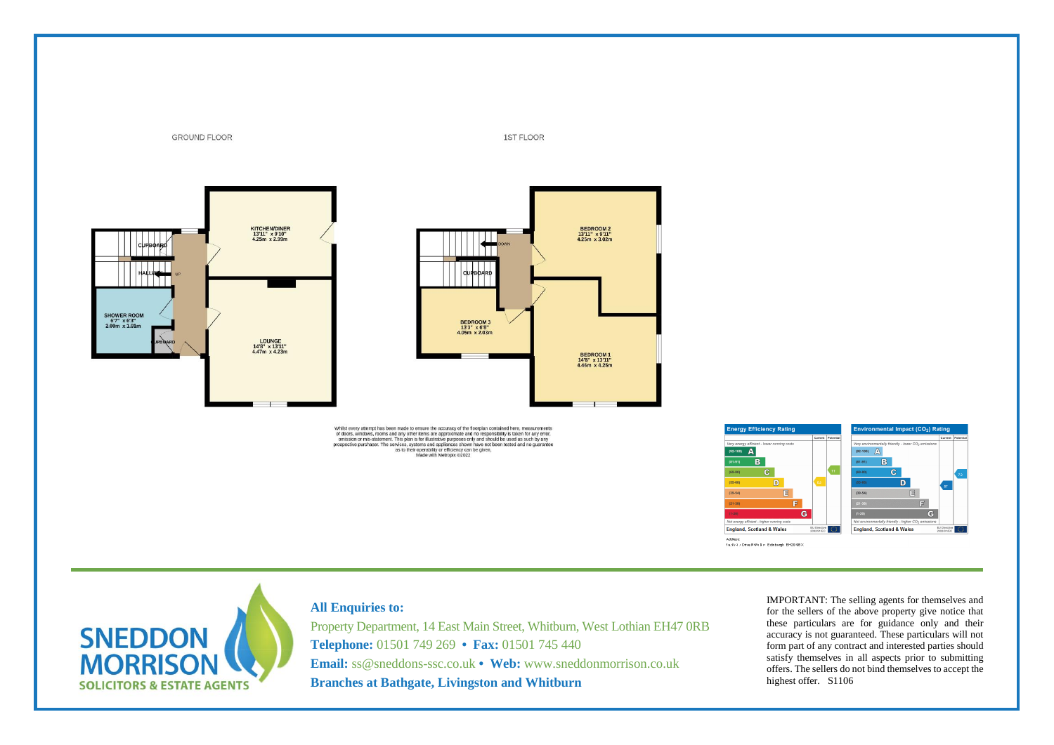GROUND FLOOR

1ST FLOOR

KITCHEN/DINER
13'11" x 9'10"
4.25m x 2.99m

CUPBOARD

HALLWAY

UP

SHOWER ROOM
6'7" x 6'3"
2.00m x 1.91m

CUPBOARD

LOUNGE
14'8" x 13'11"
4.47m x 4.23m

DOWN

CUPBOARD

BEDROOM 2
13'11" x 9'11"
4.25m x 3.02m

BEDROOM 3
13'3" x 6'8"
4.05m x 2.03m

BEDROOM 1
14'8" x 13'11"
4.46m x 4.25m

Whilst every attempt has been made to ensure the accuracy of the floorplan contained here, measurements of doors, windows, rooms and any other items are approximate and no responsibility is taken for any error, omission or mis-statement. This plan is for illustrative purposes only and should be used as such by any prospective purchaser. The services, systems and appliances shown have not been tested and no guarantee as to their operability or efficiency can be given.
Made with Metropix ©2022

**Energy Efficiency Rating**

Current | Potential

Very energy efficient - lower running costs

(92-100) A
(81-91) B
(69-80) C
(55-68) D
(39-54) E
(21-38) F
(1-20) G

Not energy efficient - higher running costs

England, Scotland & Wales — EU Directive 2002/91/EC

64
71

**Environmental Impact ($CO_2$) Rating**

Current | Potential

Very environmentally friendly - lower $CO_2$ emissions

(92-100) A
(81-91) B
(69-80) C
(55-68) D
(39-54) E
(21-38) F
(1-20) G

Not environmentally friendly - higher $CO_2$ emissions

England, Scotland & Wales — EU Directive 2002/91/EC

57
72

Address:

SNEDDON MORRISON
SOLICITORS & ESTATE AGENTS

**All Enquiries to:**

Property Department, 14 East Main Street, Whitburn, West Lothian EH47 0RB

**Telephone:** 01501 749 269 • **Fax:** 01501 745 440

**Email:** ss@sneddons-ssc.co.uk • **Web:** www.sneddonmorrison.co.uk

**Branches at Bathgate, Livingston and Whitburn**

IMPORTANT: The selling agents for themselves and for the sellers of the above property give notice that these particulars are for guidance only and their accuracy is not guaranteed. These particulars will not form part of any contract and interested parties should satisfy themselves in all aspects prior to submitting offers. The sellers do not bind themselves to accept the highest offer. S1106